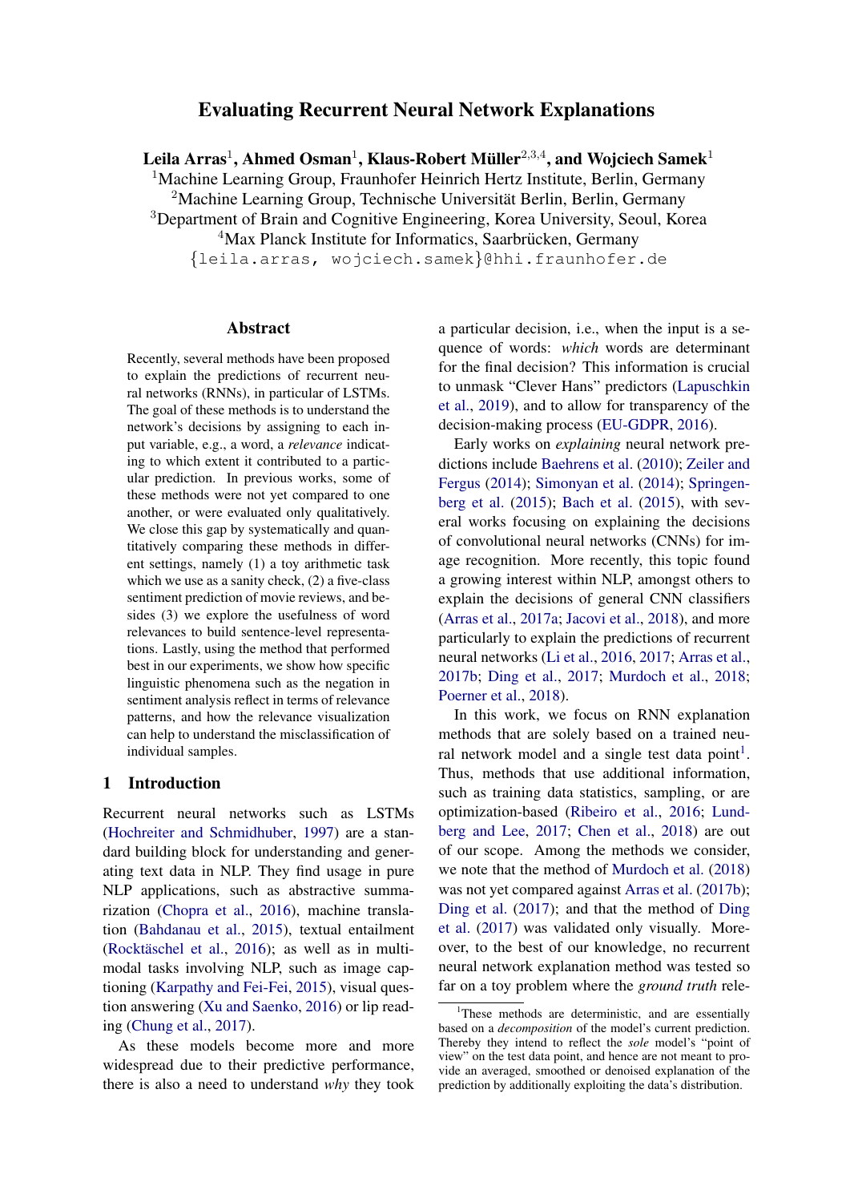# Evaluating Recurrent Neural Network Explanations

**Leila Arras**[1], **Ahmed Osman**[1], **Klaus-Robert Müller**[2,3,4], **and Wojciech Samek**[1]

[1]Machine Learning Group, Fraunhofer Heinrich Hertz Institute, Berlin, Germany
[2]Machine Learning Group, Technische Universität Berlin, Berlin, Germany
[3]Department of Brain and Cognitive Engineering, Korea University, Seoul, Korea
[4]Max Planck Institute for Informatics, Saarbrücken, Germany

{leila.arras, wojciech.samek}@hhi.fraunhofer.de

## Abstract

Recently, several methods have been proposed to explain the predictions of recurrent neural networks (RNNs), in particular of LSTMs. The goal of these methods is to understand the network's decisions by assigning to each input variable, e.g., a word, a *relevance* indicating to which extent it contributed to a particular prediction. In previous works, some of these methods were not yet compared to one another, or were evaluated only qualitatively. We close this gap by systematically and quantitatively comparing these methods in different settings, namely (1) a toy arithmetic task which we use as a sanity check, (2) a five-class sentiment prediction of movie reviews, and besides (3) we explore the usefulness of word relevances to build sentence-level representations. Lastly, using the method that performed best in our experiments, we show how specific linguistic phenomena such as the negation in sentiment analysis reflect in terms of relevance patterns, and how the relevance visualization can help to understand the misclassification of individual samples.

## 1 Introduction

Recurrent neural networks such as LSTMs (Hochreiter and Schmidhuber, 1997) are a standard building block for understanding and generating text data in NLP. They find usage in pure NLP applications, such as abstractive summarization (Chopra et al., 2016), machine translation (Bahdanau et al., 2015), textual entailment (Rocktäschel et al., 2016); as well as in multi-modal tasks involving NLP, such as image captioning (Karpathy and Fei-Fei, 2015), visual question answering (Xu and Saenko, 2016) or lip reading (Chung et al., 2017).

As these models become more and more widespread due to their predictive performance, there is also a need to understand *why* they took a particular decision, i.e., when the input is a sequence of words: *which* words are determinant for the final decision? This information is crucial to unmask "Clever Hans" predictors (Lapuschkin et al., 2019), and to allow for transparency of the decision-making process (EU-GDPR, 2016).

Early works on *explaining* neural network predictions include Baehrens et al. (2010); Zeiler and Fergus (2014); Simonyan et al. (2014); Springenberg et al. (2015); Bach et al. (2015), with several works focusing on explaining the decisions of convolutional neural networks (CNNs) for image recognition. More recently, this topic found a growing interest within NLP, amongst others to explain the decisions of general CNN classifiers (Arras et al., 2017a; Jacovi et al., 2018), and more particularly to explain the predictions of recurrent neural networks (Li et al., 2016, 2017; Arras et al., 2017b; Ding et al., 2017; Murdoch et al., 2018; Poerner et al., 2018).

In this work, we focus on RNN explanation methods that are solely based on a trained neural network model and a single test data point[1]. Thus, methods that use additional information, such as training data statistics, sampling, or are optimization-based (Ribeiro et al., 2016; Lundberg and Lee, 2017; Chen et al., 2018) are out of our scope. Among the methods we consider, we note that the method of Murdoch et al. (2018) was not yet compared against Arras et al. (2017b); Ding et al. (2017); and that the method of Ding et al. (2017) was validated only visually. Moreover, to the best of our knowledge, no recurrent neural network explanation method was tested so far on a toy problem where the *ground truth* rele-

[1]These methods are deterministic, and are essentially based on a *decomposition* of the model's current prediction. Thereby they intend to reflect the *sole* model's "point of view" on the test data point, and hence are not meant to provide an averaged, smoothed or denoised explanation of the prediction by additionally exploiting the data's distribution.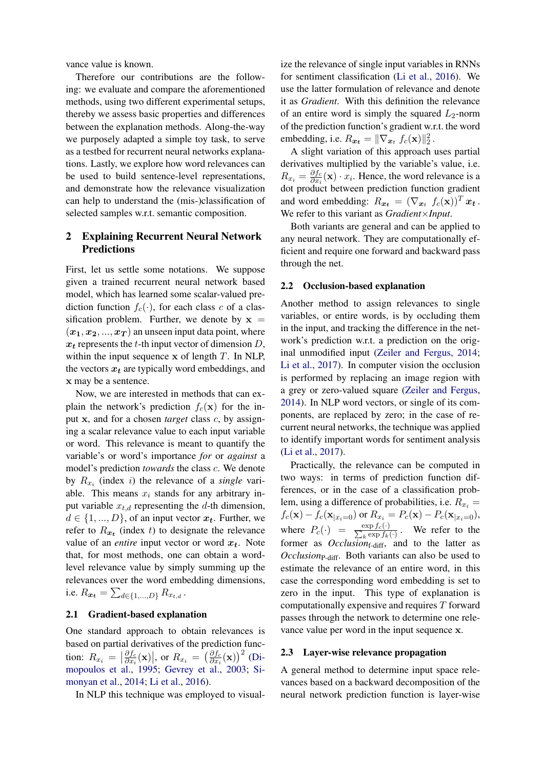vance value is known.

Therefore our contributions are the following: we evaluate and compare the aforementioned methods, using two different experimental setups, thereby we assess basic properties and differences between the explanation methods. Along-the-way we purposely adapted a simple toy task, to serve as a testbed for recurrent neural networks explanations. Lastly, we explore how word relevances can be used to build sentence-level representations, and demonstrate how the relevance visualization can help to understand the (mis-)classification of selected samples w.r.t. semantic composition.

## 2 Explaining Recurrent Neural Network Predictions

First, let us settle some notations. We suppose given a trained recurrent neural network based model, which has learned some scalar-valued prediction function $f_c(\cdot)$, for each class $c$ of a classification problem. Further, we denote by $\mathbf{x} = (\boldsymbol{x_1}, \boldsymbol{x_2}, ..., \boldsymbol{x_T})$ an unseen input data point, where $\boldsymbol{x_t}$ represents the $t$-th input vector of dimension $D$, within the input sequence $\mathbf{x}$ of length $T$. In NLP, the vectors $\boldsymbol{x_t}$ are typically word embeddings, and $\mathbf{x}$ may be a sentence.

Now, we are interested in methods that can explain the network's prediction $f_c(\mathbf{x})$ for the input $\mathbf{x}$, and for a chosen *target* class $c$, by assigning a scalar relevance value to each input variable or word. This relevance is meant to quantify the variable's or word's importance *for* or *against* a model's prediction *towards* the class $c$. We denote by $R_{x_i}$ (index $i$) the relevance of a *single* variable. This means $x_i$ stands for any arbitrary input variable $x_{t,d}$ representing the $d$-th dimension, $d \in \{1, ..., D\}$, of an input vector $\boldsymbol{x_t}$. Further, we refer to $R_{\boldsymbol{x_t}}$ (index $t$) to designate the relevance value of an *entire* input vector or word $\boldsymbol{x_t}$. Note that, for most methods, one can obtain a word-level relevance value by simply summing up the relevances over the word embedding dimensions, i.e. $R_{\boldsymbol{x_t}} = \sum_{d \in \{1,...,D\}} R_{x_{t,d}}$.

### 2.1 Gradient-based explanation

One standard approach to obtain relevances is based on partial derivatives of the prediction function: $R_{x_i} = \left|\frac{\partial f_c}{\partial x_i}(\mathbf{x})\right|$, or $R_{x_i} = \left(\frac{\partial f_c}{\partial x_i}(\mathbf{x})\right)^2$ (Dimopoulos et al., 1995; Gevrey et al., 2003; Simonyan et al., 2014; Li et al., 2016).

In NLP this technique was employed to visualize the relevance of single input variables in RNNs for sentiment classification (Li et al., 2016). We use the latter formulation of relevance and denote it as *Gradient*. With this definition the relevance of an entire word is simply the squared $L_2$-norm of the prediction function's gradient w.r.t. the word embedding, i.e. $R_{\boldsymbol{x_t}} = \|\nabla_{\boldsymbol{x_t}} f_c(\mathbf{x})\|_2^2$.

A slight variation of this approach uses partial derivatives multiplied by the variable's value, i.e. $R_{x_i} = \frac{\partial f_c}{\partial x_i}(\mathbf{x}) \cdot x_i$. Hence, the word relevance is a dot product between prediction function gradient and word embedding: $R_{\boldsymbol{x_t}} = (\nabla_{\boldsymbol{x_t}} f_c(\mathbf{x}))^T \boldsymbol{x_t}$. We refer to this variant as *Gradient*$\times$*Input*.

Both variants are general and can be applied to any neural network. They are computationally efficient and require one forward and backward pass through the net.

### 2.2 Occlusion-based explanation

Another method to assign relevances to single variables, or entire words, is by occluding them in the input, and tracking the difference in the network's prediction w.r.t. a prediction on the original unmodified input (Zeiler and Fergus, 2014; Li et al., 2017). In computer vision the occlusion is performed by replacing an image region with a grey or zero-valued square (Zeiler and Fergus, 2014). In NLP word vectors, or single of its components, are replaced by zero; in the case of recurrent neural networks, the technique was applied to identify important words for sentiment analysis (Li et al., 2017).

Practically, the relevance can be computed in two ways: in terms of prediction function differences, or in the case of a classification problem, using a difference of probabilities, i.e. $R_{x_i} = f_c(\mathbf{x}) - f_c(\mathbf{x}_{|x_i=0})$ or $R_{x_i} = P_c(\mathbf{x}) - P_c(\mathbf{x}_{|x_i=0})$, where $P_c(\cdot) = \frac{\exp f_c(\cdot)}{\sum_k \exp f_k(\cdot)}$. We refer to the former as *Occlusion*$_{\text{f-diff}}$, and to the latter as *Occlusion*$_{\text{P-diff}}$. Both variants can also be used to estimate the relevance of an entire word, in this case the corresponding word embedding is set to zero in the input. This type of explanation is computationally expensive and requires $T$ forward passes through the network to determine one relevance value per word in the input sequence $\mathbf{x}$.

### 2.3 Layer-wise relevance propagation

A general method to determine input space relevances based on a backward decomposition of the neural network prediction function is layer-wise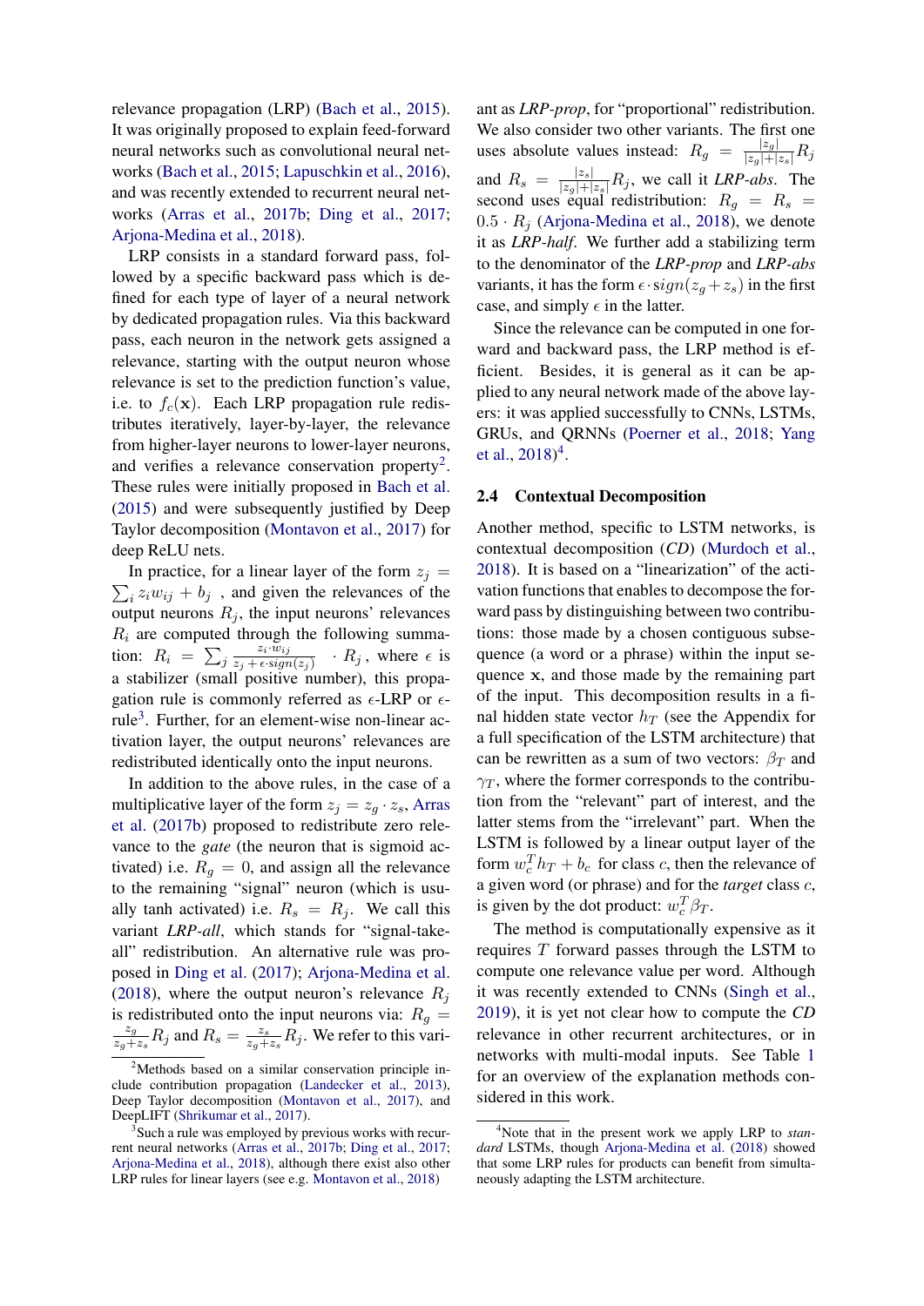relevance propagation (LRP) (Bach et al., 2015). It was originally proposed to explain feed-forward neural networks such as convolutional neural networks (Bach et al., 2015; Lapuschkin et al., 2016), and was recently extended to recurrent neural networks (Arras et al., 2017b; Ding et al., 2017; Arjona-Medina et al., 2018).

LRP consists in a standard forward pass, followed by a specific backward pass which is defined for each type of layer of a neural network by dedicated propagation rules. Via this backward pass, each neuron in the network gets assigned a relevance, starting with the output neuron whose relevance is set to the prediction function's value, i.e. to $f_c(\mathbf{x})$. Each LRP propagation rule redistributes iteratively, layer-by-layer, the relevance from higher-layer neurons to lower-layer neurons, and verifies a relevance conservation property[2]. These rules were initially proposed in Bach et al. (2015) and were subsequently justified by Deep Taylor decomposition (Montavon et al., 2017) for deep ReLU nets.

In practice, for a linear layer of the form $z_j = \sum_i z_i w_{ij} + b_j$, and given the relevances of the output neurons $R_j$, the input neurons' relevances $R_i$ are computed through the following summation: $R_i = \sum_j \frac{z_i \cdot w_{ij}}{z_j + \epsilon \cdot sign(z_j)} \cdot R_j$, where $\epsilon$ is a stabilizer (small positive number), this propagation rule is commonly referred as $\epsilon$-LRP or $\epsilon$-rule[3]. Further, for an element-wise non-linear activation layer, the output neurons' relevances are redistributed identically onto the input neurons.

In addition to the above rules, in the case of a multiplicative layer of the form $z_j = z_g \cdot z_s$, Arras et al. (2017b) proposed to redistribute zero relevance to the *gate* (the neuron that is sigmoid activated) i.e. $R_g = 0$, and assign all the relevance to the remaining "signal" neuron (which is usually tanh activated) i.e. $R_s = R_j$. We call this variant ***LRP-all***, which stands for "signal-take-all" redistribution. An alternative rule was proposed in Ding et al. (2017); Arjona-Medina et al. (2018), where the output neuron's relevance $R_j$ is redistributed onto the input neurons via: $R_g = \frac{z_g}{z_g + z_s} R_j$ and $R_s = \frac{z_s}{z_g + z_s} R_j$. We refer to this variant as ***LRP-prop***, for "proportional" redistribution. We also consider two other variants. The first one uses absolute values instead: $R_g = \frac{|z_g|}{|z_g| + |z_s|} R_j$ and $R_s = \frac{|z_s|}{|z_g| + |z_s|} R_j$, we call it ***LRP-abs***. The second uses equal redistribution: $R_g = R_s = 0.5 \cdot R_j$ (Arjona-Medina et al., 2018), we denote it as ***LRP-half***. We further add a stabilizing term to the denominator of the *LRP-prop* and *LRP-abs* variants, it has the form $\epsilon \cdot sign(z_g + z_s)$ in the first case, and simply $\epsilon$ in the latter.

Since the relevance can be computed in one forward and backward pass, the LRP method is efficient. Besides, it is general as it can be applied to any neural network made of the above layers: it was applied successfully to CNNs, LSTMs, GRUs, and QRNNs (Poerner et al., 2018; Yang et al., 2018)[4].

### 2.4 Contextual Decomposition

Another method, specific to LSTM networks, is contextual decomposition (*CD*) (Murdoch et al., 2018). It is based on a "linearization" of the activation functions that enables to decompose the forward pass by distinguishing between two contributions: those made by a chosen contiguous subsequence (a word or a phrase) within the input sequence $\mathbf{x}$, and those made by the remaining part of the input. This decomposition results in a final hidden state vector $h_T$ (see the Appendix for a full specification of the LSTM architecture) that can be rewritten as a sum of two vectors: $\beta_T$ and $\gamma_T$, where the former corresponds to the contribution from the "relevant" part of interest, and the latter stems from the "irrelevant" part. When the LSTM is followed by a linear output layer of the form $w_c^T h_T + b_c$ for class $c$, then the relevance of a given word (or phrase) and for the *target* class $c$, is given by the dot product: $w_c^T \beta_T$.

The method is computationally expensive as it requires $T$ forward passes through the LSTM to compute one relevance value per word. Although it was recently extended to CNNs (Singh et al., 2019), it is yet not clear how to compute the *CD* relevance in other recurrent architectures, or in networks with multi-modal inputs. See Table 1 for an overview of the explanation methods considered in this work.

---

[2] Methods based on a similar conservation principle include contribution propagation (Landecker et al., 2013), Deep Taylor decomposition (Montavon et al., 2017), and DeepLIFT (Shrikumar et al., 2017).

[3] Such a rule was employed by previous works with recurrent neural networks (Arras et al., 2017b; Ding et al., 2017; Arjona-Medina et al., 2018), although there exist also other LRP rules for linear layers (see e.g. Montavon et al., 2018)

[4] Note that in the present work we apply LRP to *standard* LSTMs, though Arjona-Medina et al. (2018) showed that some LRP rules for products can benefit from simultaneously adapting the LSTM architecture.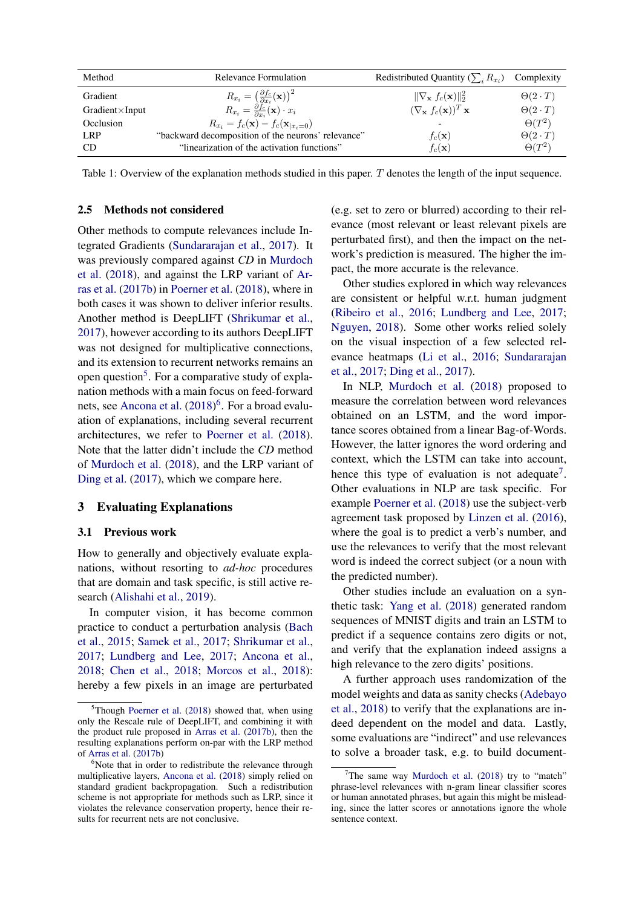| Method | Relevance Formulation | Redistributed Quantity ($\sum_i R_{x_i}$) | Complexity |
|---|---|---|---|
| Gradient | $R_{x_i} = \left(\frac{\partial f_c}{\partial x_i}(\mathbf{x})\right)^2$ | $\|\nabla_{\mathbf{x}}\, f_c(\mathbf{x})\|_2^2$ | $\Theta(2 \cdot T)$ |
| Gradient×Input | $R_{x_i} = \frac{\partial f_c}{\partial x_i}(\mathbf{x}) \cdot x_i$ | $(\nabla_{\mathbf{x}}\, f_c(\mathbf{x}))^T\, \mathbf{x}$ | $\Theta(2 \cdot T)$ |
| Occlusion | $R_{x_i} = f_c(\mathbf{x}) - f_c(\mathbf{x}_{\|x_i=0})$ | - | $\Theta(T^2)$ |
| LRP | "backward decomposition of the neurons' relevance" | $f_c(\mathbf{x})$ | $\Theta(2 \cdot T)$ |
| CD | "linearization of the activation functions" | $f_c(\mathbf{x})$ | $\Theta(T^2)$ |

Table 1: Overview of the explanation methods studied in this paper. $T$ denotes the length of the input sequence.

### 2.5 Methods not considered

Other methods to compute relevances include Integrated Gradients (Sundararajan et al., 2017). It was previously compared against *CD* in Murdoch et al. (2018), and against the LRP variant of Arras et al. (2017b) in Poerner et al. (2018), where in both cases it was shown to deliver inferior results. Another method is DeepLIFT (Shrikumar et al., 2017), however according to its authors DeepLIFT was not designed for multiplicative connections, and its extension to recurrent networks remains an open question[5]. For a comparative study of explanation methods with a main focus on feed-forward nets, see Ancona et al. (2018)[6]. For a broad evaluation of explanations, including several recurrent architectures, we refer to Poerner et al. (2018). Note that the latter didn't include the *CD* method of Murdoch et al. (2018), and the LRP variant of Ding et al. (2017), which we compare here.

## 3 Evaluating Explanations

### 3.1 Previous work

How to generally and objectively evaluate explanations, without resorting to *ad-hoc* procedures that are domain and task specific, is still active research (Alishahi et al., 2019).

In computer vision, it has become common practice to conduct a perturbation analysis (Bach et al., 2015; Samek et al., 2017; Shrikumar et al., 2017; Lundberg and Lee, 2017; Ancona et al., 2018; Chen et al., 2018; Morcos et al., 2018): hereby a few pixels in an image are perturbated (e.g. set to zero or blurred) according to their relevance (most relevant or least relevant pixels are perturbated first), and then the impact on the network's prediction is measured. The higher the impact, the more accurate is the relevance.

Other studies explored in which way relevances are consistent or helpful w.r.t. human judgment (Ribeiro et al., 2016; Lundberg and Lee, 2017; Nguyen, 2018). Some other works relied solely on the visual inspection of a few selected relevance heatmaps (Li et al., 2016; Sundararajan et al., 2017; Ding et al., 2017).

In NLP, Murdoch et al. (2018) proposed to measure the correlation between word relevances obtained on an LSTM, and the word importance scores obtained from a linear Bag-of-Words. However, the latter ignores the word ordering and context, which the LSTM can take into account, hence this type of evaluation is not adequate[7]. Other evaluations in NLP are task specific. For example Poerner et al. (2018) use the subject-verb agreement task proposed by Linzen et al. (2016), where the goal is to predict a verb's number, and use the relevances to verify that the most relevant word is indeed the correct subject (or a noun with the predicted number).

Other studies include an evaluation on a synthetic task: Yang et al. (2018) generated random sequences of MNIST digits and train an LSTM to predict if a sequence contains zero digits or not, and verify that the explanation indeed assigns a high relevance to the zero digits' positions.

A further approach uses randomization of the model weights and data as sanity checks (Adebayo et al., 2018) to verify that the explanations are indeed dependent on the model and data. Lastly, some evaluations are "indirect" and use relevances to solve a broader task, e.g. to build document-

[5] Though Poerner et al. (2018) showed that, when using only the Rescale rule of DeepLIFT, and combining it with the product rule proposed in Arras et al. (2017b), then the resulting explanations perform on-par with the LRP method of Arras et al. (2017b)

[6] Note that in order to redistribute the relevance through multiplicative layers, Ancona et al. (2018) simply relied on standard gradient backpropagation. Such a redistribution scheme is not appropriate for methods such as LRP, since it violates the relevance conservation property, hence their results for recurrent nets are not conclusive.

[7] The same way Murdoch et al. (2018) try to "match" phrase-level relevances with n-gram linear classifier scores or human annotated phrases, but again this might be misleading, since the latter scores or annotations ignore the whole sentence context.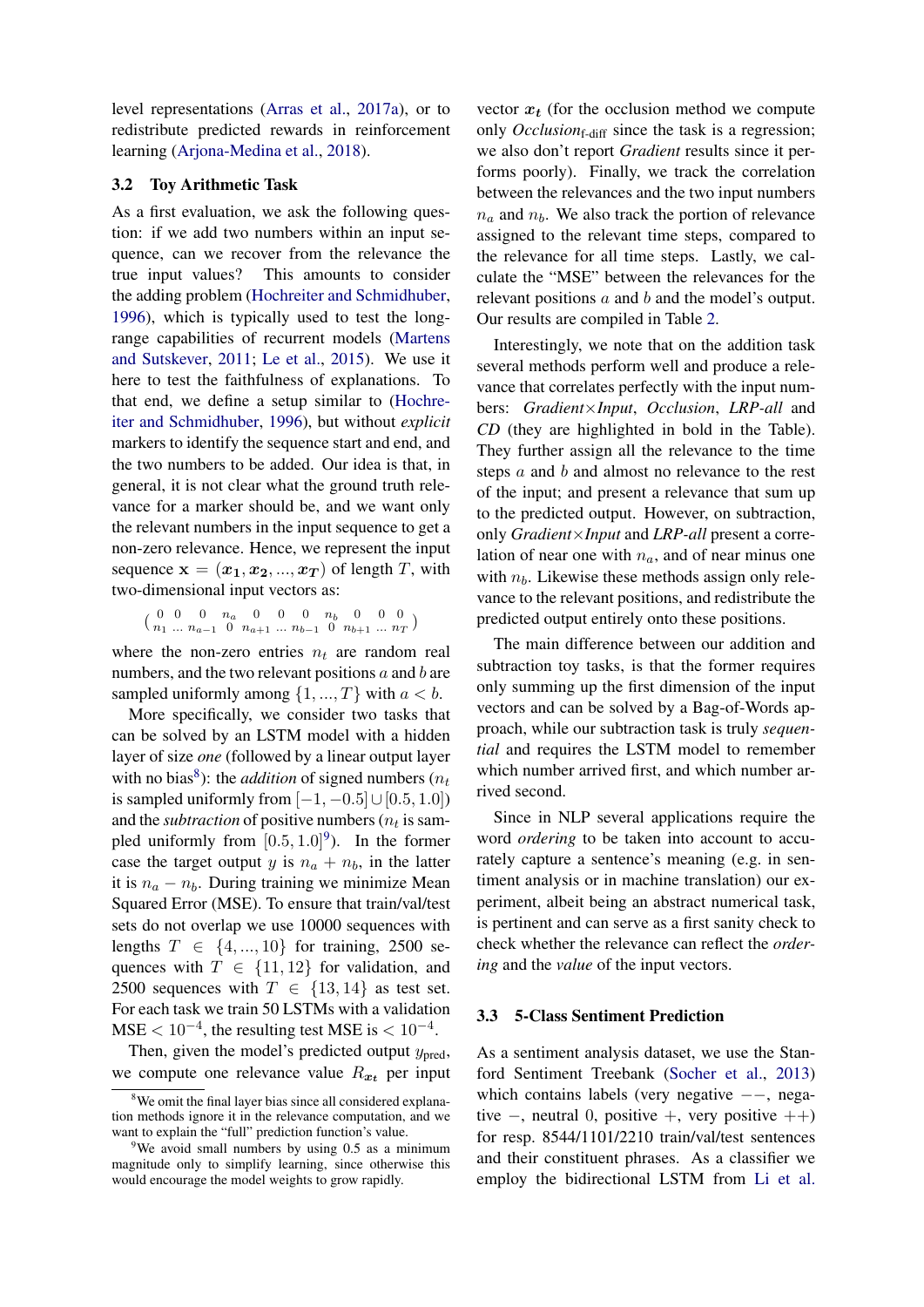level representations (Arras et al., 2017a), or to redistribute predicted rewards in reinforcement learning (Arjona-Medina et al., 2018).

### 3.2 Toy Arithmetic Task

As a first evaluation, we ask the following question: if we add two numbers within an input sequence, can we recover from the relevance the true input values? This amounts to consider the adding problem (Hochreiter and Schmidhuber, 1996), which is typically used to test the long-range capabilities of recurrent models (Martens and Sutskever, 2011; Le et al., 2015). We use it here to test the faithfulness of explanations. To that end, we define a setup similar to (Hochreiter and Schmidhuber, 1996), but without *explicit* markers to identify the sequence start and end, and the two numbers to be added. Our idea is that, in general, it is not clear what the ground truth relevance for a marker should be, and we want only the relevant numbers in the input sequence to get a non-zero relevance. Hence, we represent the input sequence $\mathbf{x} = (\boldsymbol{x_1}, \boldsymbol{x_2}, ..., \boldsymbol{x_T})$ of length $T$, with two-dimensional input vectors as:

$$\begin{pmatrix} 0 & 0 & & 0 & n_a & 0 & 0 & & 0 & n_b & 0 & 0 & & 0 \\ n_1 & \ldots & & n_{a-1} & 0 & n_{a+1} & \ldots & & n_{b-1} & 0 & n_{b+1} & \ldots & & n_T \end{pmatrix}$$

where the non-zero entries $n_t$ are random real numbers, and the two relevant positions $a$ and $b$ are sampled uniformly among $\{1, ..., T\}$ with $a < b$.

More specifically, we consider two tasks that can be solved by an LSTM model with a hidden layer of size *one* (followed by a linear output layer with no bias[8]): the *addition* of signed numbers ($n_t$ is sampled uniformly from $[-1, -0.5] \cup [0.5, 1.0]$) and the *subtraction* of positive numbers ($n_t$ is sampled uniformly from $[0.5, 1.0]$[9]). In the former case the target output $y$ is $n_a + n_b$, in the latter it is $n_a - n_b$. During training we minimize Mean Squared Error (MSE). To ensure that train/val/test sets do not overlap we use 10000 sequences with lengths $T \in \{4, ..., 10\}$ for training, 2500 sequences with $T \in \{11, 12\}$ for validation, and 2500 sequences with $T \in \{13, 14\}$ as test set. For each task we train 50 LSTMs with a validation MSE $< 10^{-4}$, the resulting test MSE is $< 10^{-4}$.

Then, given the model's predicted output $y_{\text{pred}}$, we compute one relevance value $R_{\boldsymbol{x_t}}$ per input vector $\boldsymbol{x_t}$ (for the occlusion method we compute only *Occlusion*$_{\text{f-diff}}$ since the task is a regression; we also don't report *Gradient* results since it performs poorly). Finally, we track the correlation between the relevances and the two input numbers $n_a$ and $n_b$. We also track the portion of relevance assigned to the relevant time steps, compared to the relevance for all time steps. Lastly, we calculate the "MSE" between the relevances for the relevant positions $a$ and $b$ and the model's output. Our results are compiled in Table 2.

Interestingly, we note that on the addition task several methods perform well and produce a relevance that correlates perfectly with the input numbers: *Gradient*×*Input*, *Occlusion*, *LRP-all* and *CD* (they are highlighted in bold in the Table). They further assign all the relevance to the time steps $a$ and $b$ and almost no relevance to the rest of the input; and present a relevance that sum up to the predicted output. However, on subtraction, only *Gradient*×*Input* and *LRP-all* present a correlation of near one with $n_a$, and of near minus one with $n_b$. Likewise these methods assign only relevance to the relevant positions, and redistribute the predicted output entirely onto these positions.

The main difference between our addition and subtraction toy tasks, is that the former requires only summing up the first dimension of the input vectors and can be solved by a Bag-of-Words approach, while our subtraction task is truly *sequential* and requires the LSTM model to remember which number arrived first, and which number arrived second.

Since in NLP several applications require the word *ordering* to be taken into account to accurately capture a sentence's meaning (e.g. in sentiment analysis or in machine translation) our experiment, albeit being an abstract numerical task, is pertinent and can serve as a first sanity check to check whether the relevance can reflect the *ordering* and the *value* of the input vectors.

### 3.3 5-Class Sentiment Prediction

As a sentiment analysis dataset, we use the Stanford Sentiment Treebank (Socher et al., 2013) which contains labels (very negative $--$, negative $-$, neutral 0, positive $+$, very positive $++$) for resp. 8544/1101/2210 train/val/test sentences and their constituent phrases. As a classifier we employ the bidirectional LSTM from Li et al.

---

[8] We omit the final layer bias since all considered explanation methods ignore it in the relevance computation, and we want to explain the "full" prediction function's value.

[9] We avoid small numbers by using 0.5 as a minimum magnitude only to simplify learning, since otherwise this would encourage the model weights to grow rapidly.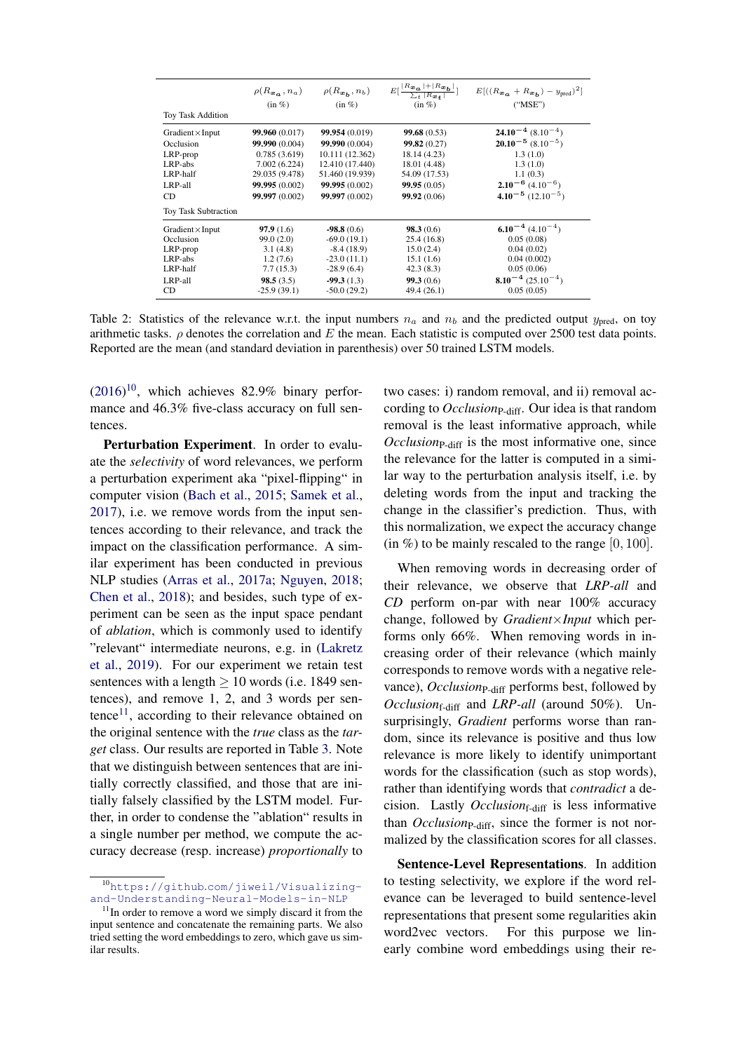| Toy Task Addition | $\rho(R_{x_a}, n_a)$ (in %) | $\rho(R_{x_b}, n_b)$ (in %) | $E[\frac{\lvert R_{x_a}\rvert + \lvert R_{x_b}\rvert}{\sum_t \lvert R_{x_t}\rvert}]$ (in %) | $E[((R_{x_a} + R_{x_b}) - y_{\text{pred}})^2]$ ("MSE") |
|---|---|---|---|---|
| Gradient×Input | **99.960** (0.017) | **99.954** (0.019) | **99.68** (0.53) | $\mathbf{24.10^{-4}}$ ($8.10^{-4}$) |
| Occlusion | **99.990** (0.004) | **99.990** (0.004) | **99.82** (0.27) | $\mathbf{20.10^{-5}}$ ($8.10^{-5}$) |
| LRP-prop | 0.785 (3.619) | 10.111 (12.362) | 18.14 (4.23) | 1.3 (1.0) |
| LRP-abs | 7.002 (6.224) | 12.410 (17.440) | 18.01 (4.48) | 1.3 (1.0) |
| LRP-half | 29.035 (9.478) | 51.460 (19.939) | 54.09 (17.53) | 1.1 (0.3) |
| LRP-all | **99.995** (0.002) | **99.995** (0.002) | **99.95** (0.05) | $\mathbf{2.10^{-6}}$ ($4.10^{-6}$) |
| CD | **99.997** (0.002) | **99.997** (0.002) | **99.92** (0.06) | $\mathbf{4.10^{-5}}$ ($12.10^{-5}$) |
| **Toy Task Subtraction** | | | | |
| Gradient×Input | **97.9** (1.6) | **-98.8** (0.6) | **98.3** (0.6) | $\mathbf{6.10^{-4}}$ ($4.10^{-4}$) |
| Occlusion | 99.0 (2.0) | -69.0 (19.1) | 25.4 (16.8) | 0.05 (0.08) |
| LRP-prop | 3.1 (4.8) | -8.4 (18.9) | 15.0 (2.4) | 0.04 (0.02) |
| LRP-abs | 1.2 (7.6) | -23.0 (11.1) | 15.1 (1.6) | 0.04 (0.002) |
| LRP-half | 7.7 (15.3) | -28.9 (6.4) | 42.3 (8.3) | 0.05 (0.06) |
| LRP-all | **98.5** (3.5) | **-99.3** (1.3) | **99.3** (0.6) | $\mathbf{8.10^{-4}}$ ($25.10^{-4}$) |
| CD | -25.9 (39.1) | -50.0 (29.2) | 49.4 (26.1) | 0.05 (0.05) |

Table 2: Statistics of the relevance w.r.t. the input numbers $n_a$ and $n_b$ and the predicted output $y_{\text{pred}}$, on toy arithmetic tasks. $\rho$ denotes the correlation and $E$ the mean. Each statistic is computed over 2500 test data points. Reported are the mean (and standard deviation in parenthesis) over 50 trained LSTM models.

(2016)[10], which achieves 82.9% binary performance and 46.3% five-class accuracy on full sentences.

**Perturbation Experiment**. In order to evaluate the *selectivity* of word relevances, we perform a perturbation experiment aka "pixel-flipping" in computer vision (Bach et al., 2015; Samek et al., 2017), i.e. we remove words from the input sentences according to their relevance, and track the impact on the classification performance. A similar experiment has been conducted in previous NLP studies (Arras et al., 2017a; Nguyen, 2018; Chen et al., 2018); and besides, such type of experiment can be seen as the input space pendant of *ablation*, which is commonly used to identify "relevant" intermediate neurons, e.g. in (Lakretz et al., 2019). For our experiment we retain test sentences with a length $\geq 10$ words (i.e. 1849 sentences), and remove 1, 2, and 3 words per sentence[11], according to their relevance obtained on the original sentence with the *true* class as the *target* class. Our results are reported in Table 3. Note that we distinguish between sentences that are initially correctly classified, and those that are initially falsely classified by the LSTM model. Further, in order to condense the "ablation" results in a single number per method, we compute the accuracy decrease (resp. increase) *proportionally* to two cases: i) random removal, and ii) removal according to *Occlusion*$_{\text{P-diff}}$. Our idea is that random removal is the least informative approach, while *Occlusion*$_{\text{P-diff}}$ is the most informative one, since the relevance for the latter is computed in a similar way to the perturbation analysis itself, i.e. by deleting words from the input and tracking the change in the classifier's prediction. Thus, with this normalization, we expect the accuracy change (in %) to be mainly rescaled to the range $[0, 100]$.

When removing words in decreasing order of their relevance, we observe that *LRP-all* and *CD* perform on-par with near 100% accuracy change, followed by *Gradient×Input* which performs only 66%. When removing words in increasing order of their relevance (which mainly corresponds to remove words with a negative relevance), *Occlusion*$_{\text{P-diff}}$ performs best, followed by *Occlusion*$_{\text{f-diff}}$ and *LRP-all* (around 50%). Unsurprisingly, *Gradient* performs worse than random, since its relevance is positive and thus low relevance is more likely to identify unimportant words for the classification (such as stop words), rather than identifying words that *contradict* a decision. Lastly *Occlusion*$_{\text{f-diff}}$ is less informative than *Occlusion*$_{\text{P-diff}}$, since the former is not normalized by the classification scores for all classes.

**Sentence-Level Representations**. In addition to testing selectivity, we explore if the word relevance can be leveraged to build sentence-level representations that present some regularities akin word2vec vectors. For this purpose we linearly combine word embeddings using their re-

[10] https://github.com/jiweil/Visualizing-and-Understanding-Neural-Models-in-NLP

[11] In order to remove a word we simply discard it from the input sentence and concatenate the remaining parts. We also tried setting the word embeddings to zero, which gave us similar results.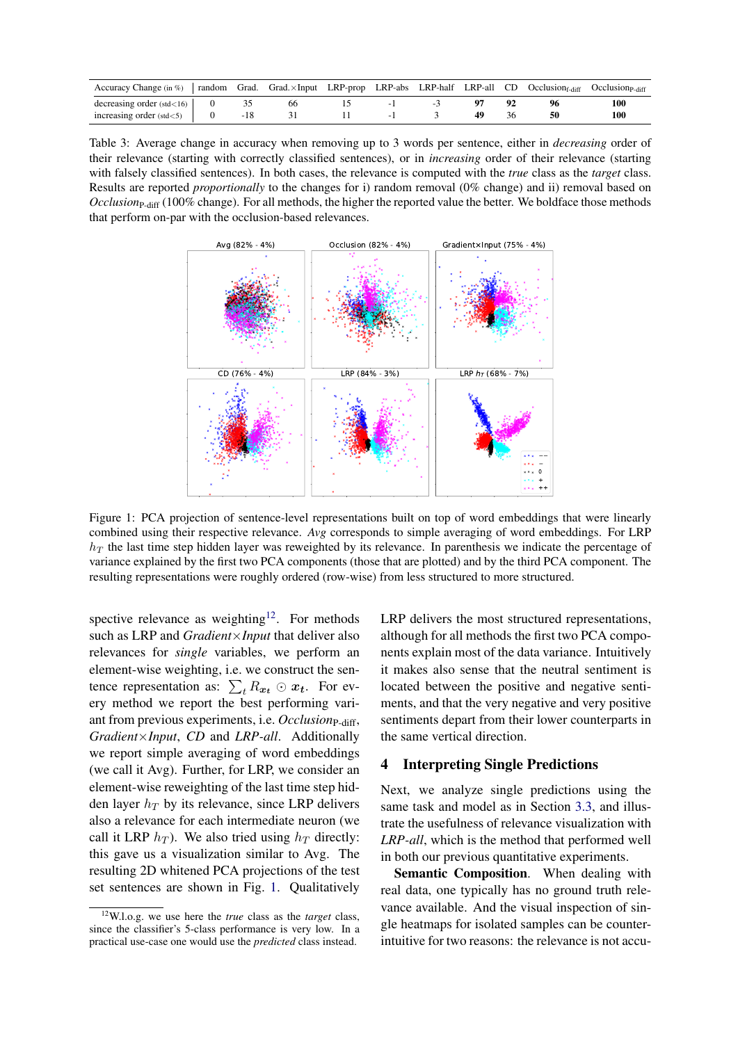| Accuracy Change (in %) | random | Grad. | Grad.×Input | LRP-prop | LRP-abs | LRP-half | LRP-all | CD | Occlusion$_{\text{f-diff}}$ | Occlusion$_{\text{P-diff}}$ |
|---|---|---|---|---|---|---|---|---|---|---|
| decreasing order (std<16) | 0 | 35 | 66 | 15 | -1 | -3 | **97** | **92** | **96** | **100** |
| increasing order (std<5) | 0 | -18 | 31 | 11 | -1 | 3 | **49** | 36 | **50** | **100** |

Table 3: Average change in accuracy when removing up to 3 words per sentence, either in *decreasing* order of their relevance (starting with correctly classified sentences), or in *increasing* order of their relevance (starting with falsely classified sentences). In both cases, the relevance is computed with the *true* class as the *target* class. Results are reported *proportionally* to the changes for i) random removal (0% change) and ii) removal based on *Occlusion*$_{\text{P-diff}}$ (100% change). For all methods, the higher the reported value the better. We boldface those methods that perform on-par with the occlusion-based relevances.

Figure 1: PCA projection of sentence-level representations built on top of word embeddings that were linearly combined using their respective relevance. *Avg* corresponds to simple averaging of word embeddings. For LRP $h_T$ the last time step hidden layer was reweighted by its relevance. In parenthesis we indicate the percentage of variance explained by the first two PCA components (those that are plotted) and by the third PCA component. The resulting representations were roughly ordered (row-wise) from less structured to more structured.

spective relevance as weighting[12]. For methods such as LRP and *Gradient×Input* that deliver also relevances for *single* variables, we perform an element-wise weighting, i.e. we construct the sentence representation as: $\sum_t R_{\boldsymbol{x_t}} \odot \boldsymbol{x_t}$. For every method we report the best performing variant from previous experiments, i.e. *Occlusion*$_{\text{P-diff}}$, *Gradient×Input*, *CD* and *LRP-all*. Additionally we report simple averaging of word embeddings (we call it Avg). Further, for LRP, we consider an element-wise reweighting of the last time step hidden layer $h_T$ by its relevance, since LRP delivers also a relevance for each intermediate neuron (we call it LRP $h_T$). We also tried using $h_T$ directly: this gave us a visualization similar to Avg. The resulting 2D whitened PCA projections of the test set sentences are shown in Fig. 1. Qualitatively LRP delivers the most structured representations, although for all methods the first two PCA components explain most of the data variance. Intuitively it makes also sense that the neutral sentiment is located between the positive and negative sentiments, and that the very negative and very positive sentiments depart from their lower counterparts in the same vertical direction.

## 4 Interpreting Single Predictions

Next, we analyze single predictions using the same task and model as in Section 3.3, and illustrate the usefulness of relevance visualization with *LRP-all*, which is the method that performed well in both our previous quantitative experiments.

**Semantic Composition**. When dealing with real data, one typically has no ground truth relevance available. And the visual inspection of single heatmaps for isolated samples can be counter-intuitive for two reasons: the relevance is not accu-

[12] W.l.o.g. we use here the *true* class as the *target* class, since the classifier's 5-class performance is very low. In a practical use-case one would use the *predicted* class instead.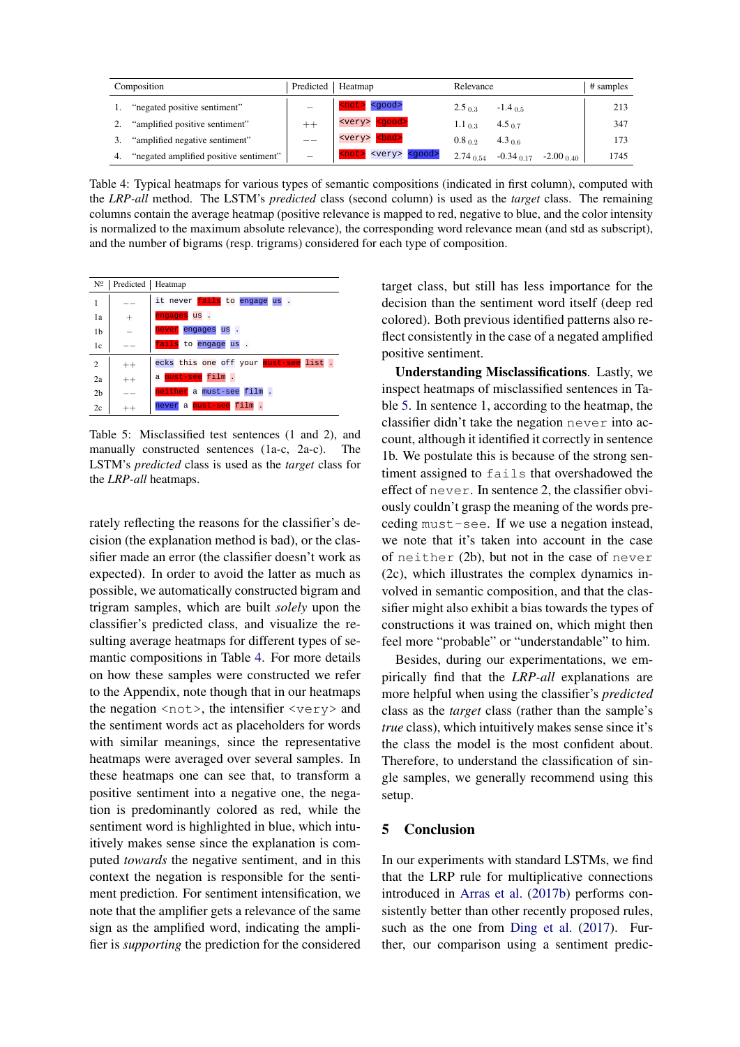| Composition | Predicted | Heatmap | Relevance | | | # samples |
|---|---|---|---|---|---|---|
| 1. "negated positive sentiment" | − | <not> <good> | $2.5_{0.3}$ | $-1.4_{0.5}$ | | 213 |
| 2. "amplified positive sentiment" | ++ | <very> <good> | $1.1_{0.3}$ | $4.5_{0.7}$ | | 347 |
| 3. "amplified negative sentiment" | −− | <very> <bad> | $0.8_{0.2}$ | $4.3_{0.6}$ | | 173 |
| 4. "negated amplified positive sentiment" | − | <not> <very> <good> | $2.74_{0.54}$ | $-0.34_{0.17}$ | $-2.00_{0.40}$ | 1745 |

Table 4: Typical heatmaps for various types of semantic compositions (indicated in first column), computed with the *LRP-all* method. The LSTM's *predicted* class (second column) is used as the *target* class. The remaining columns contain the average heatmap (positive relevance is mapped to red, negative to blue, and the color intensity is normalized to the maximum absolute relevance), the corresponding word relevance mean (and std as subscript), and the number of bigrams (resp. trigrams) considered for each type of composition.

| № | Predicted | Heatmap |
|---|---|---|
| 1 | −− | it never fails to engage us . |
| 1a | + | engages us . |
| 1b | − | never engages us . |
| 1c | −− | fails to engage us . |
| 2 | ++ | ecks this one off your must-see list . |
| 2a | ++ | a must-see film . |
| 2b | −− | neither a must-see film . |
| 2c | ++ | never a must-see film . |

Table 5: Misclassified test sentences (1 and 2), and manually constructed sentences (1a-c, 2a-c). The LSTM's *predicted* class is used as the *target* class for the *LRP-all* heatmaps.

rately reflecting the reasons for the classifier's decision (the explanation method is bad), or the classifier made an error (the classifier doesn't work as expected). In order to avoid the latter as much as possible, we automatically constructed bigram and trigram samples, which are built *solely* upon the classifier's predicted class, and visualize the resulting average heatmaps for different types of semantic compositions in Table 4. For more details on how these samples were constructed we refer to the Appendix, note though that in our heatmaps the negation <not>, the intensifier <very> and the sentiment words act as placeholders for words with similar meanings, since the representative heatmaps were averaged over several samples. In these heatmaps one can see that, to transform a positive sentiment into a negative one, the negation is predominantly colored as red, while the sentiment word is highlighted in blue, which intuitively makes sense since the explanation is computed *towards* the negative sentiment, and in this context the negation is responsible for the sentiment prediction. For sentiment intensification, we note that the amplifier gets a relevance of the same sign as the amplified word, indicating the amplifier is *supporting* the prediction for the considered target class, but still has less importance for the decision than the sentiment word itself (deep red colored). Both previous identified patterns also reflect consistently in the case of a negated amplified positive sentiment.

**Understanding Misclassifications**. Lastly, we inspect heatmaps of misclassified sentences in Table 5. In sentence 1, according to the heatmap, the classifier didn't take the negation never into account, although it identified it correctly in sentence 1b. We postulate this is because of the strong sentiment assigned to fails that overshadowed the effect of never. In sentence 2, the classifier obviously couldn't grasp the meaning of the words preceding must-see. If we use a negation instead, we note that it's taken into account in the case of neither (2b), but not in the case of never (2c), which illustrates the complex dynamics involved in semantic composition, and that the classifier might also exhibit a bias towards the types of constructions it was trained on, which might then feel more "probable" or "understandable" to him.

Besides, during our experimentations, we empirically find that the *LRP-all* explanations are more helpful when using the classifier's *predicted* class as the *target* class (rather than the sample's *true* class), which intuitively makes sense since it's the class the model is the most confident about. Therefore, to understand the classification of single samples, we generally recommend using this setup.

## 5 Conclusion

In our experiments with standard LSTMs, we find that the LRP rule for multiplicative connections introduced in Arras et al. (2017b) performs consistently better than other recently proposed rules, such as the one from Ding et al. (2017). Further, our comparison using a sentiment predic-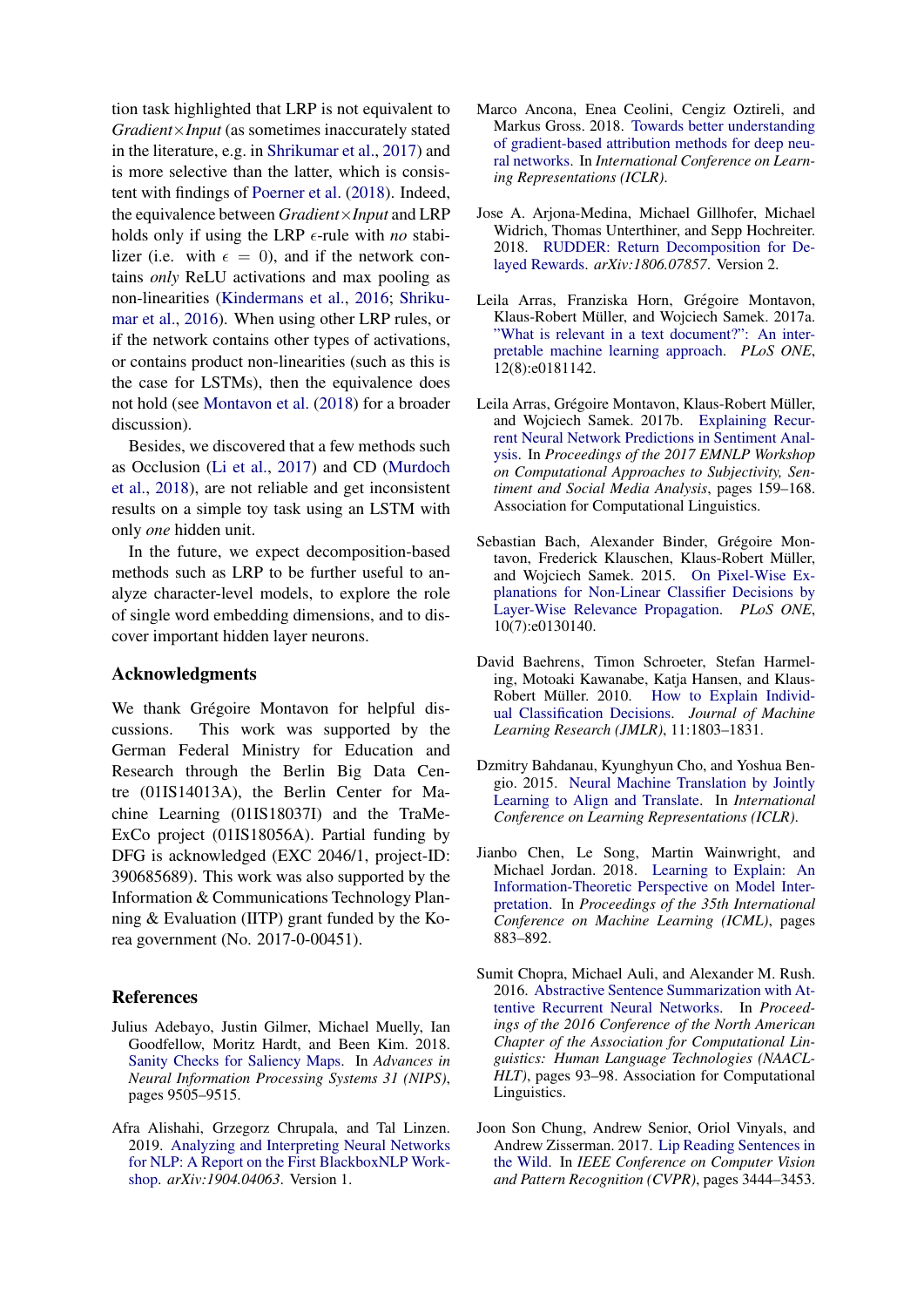tion task highlighted that LRP is not equivalent to *Gradient×Input* (as sometimes inaccurately stated in the literature, e.g. in Shrikumar et al., 2017) and is more selective than the latter, which is consistent with findings of Poerner et al. (2018). Indeed, the equivalence between *Gradient×Input* and LRP holds only if using the LRP $\epsilon$-rule with *no* stabilizer (i.e. with $\epsilon = 0$), and if the network contains *only* ReLU activations and max pooling as non-linearities (Kindermans et al., 2016; Shrikumar et al., 2016). When using other LRP rules, or if the network contains other types of activations, or contains product non-linearities (such as this is the case for LSTMs), then the equivalence does not hold (see Montavon et al. (2018) for a broader discussion).

Besides, we discovered that a few methods such as Occlusion (Li et al., 2017) and CD (Murdoch et al., 2018), are not reliable and get inconsistent results on a simple toy task using an LSTM with only *one* hidden unit.

In the future, we expect decomposition-based methods such as LRP to be further useful to analyze character-level models, to explore the role of single word embedding dimensions, and to discover important hidden layer neurons.

## Acknowledgments

We thank Grégoire Montavon for helpful discussions. This work was supported by the German Federal Ministry for Education and Research through the Berlin Big Data Centre (01IS14013A), the Berlin Center for Machine Learning (01IS18037I) and the TraMeExCo project (01IS18056A). Partial funding by DFG is acknowledged (EXC 2046/1, project-ID: 390685689). This work was also supported by the Information & Communications Technology Planning & Evaluation (IITP) grant funded by the Korea government (No. 2017-0-00451).

## References

Julius Adebayo, Justin Gilmer, Michael Muelly, Ian Goodfellow, Moritz Hardt, and Been Kim. 2018. Sanity Checks for Saliency Maps. In *Advances in Neural Information Processing Systems 31 (NIPS)*, pages 9505–9515.

Afra Alishahi, Grzegorz Chrupala, and Tal Linzen. 2019. Analyzing and Interpreting Neural Networks for NLP: A Report on the First BlackboxNLP Workshop. *arXiv:1904.04063*. Version 1.

Marco Ancona, Enea Ceolini, Cengiz Oztireli, and Markus Gross. 2018. Towards better understanding of gradient-based attribution methods for deep neural networks. In *International Conference on Learning Representations (ICLR)*.

Jose A. Arjona-Medina, Michael Gillhofer, Michael Widrich, Thomas Unterthiner, and Sepp Hochreiter. 2018. RUDDER: Return Decomposition for Delayed Rewards. *arXiv:1806.07857*. Version 2.

Leila Arras, Franziska Horn, Grégoire Montavon, Klaus-Robert Müller, and Wojciech Samek. 2017a. "What is relevant in a text document?": An interpretable machine learning approach. *PLoS ONE*, 12(8):e0181142.

Leila Arras, Grégoire Montavon, Klaus-Robert Müller, and Wojciech Samek. 2017b. Explaining Recurrent Neural Network Predictions in Sentiment Analysis. In *Proceedings of the 2017 EMNLP Workshop on Computational Approaches to Subjectivity, Sentiment and Social Media Analysis*, pages 159–168. Association for Computational Linguistics.

Sebastian Bach, Alexander Binder, Grégoire Montavon, Frederick Klauschen, Klaus-Robert Müller, and Wojciech Samek. 2015. On Pixel-Wise Explanations for Non-Linear Classifier Decisions by Layer-Wise Relevance Propagation. *PLoS ONE*, 10(7):e0130140.

David Baehrens, Timon Schroeter, Stefan Harmeling, Motoaki Kawanabe, Katja Hansen, and Klaus-Robert Müller. 2010. How to Explain Individual Classification Decisions. *Journal of Machine Learning Research (JMLR)*, 11:1803–1831.

Dzmitry Bahdanau, Kyunghyun Cho, and Yoshua Bengio. 2015. Neural Machine Translation by Jointly Learning to Align and Translate. In *International Conference on Learning Representations (ICLR)*.

Jianbo Chen, Le Song, Martin Wainwright, and Michael Jordan. 2018. Learning to Explain: An Information-Theoretic Perspective on Model Interpretation. In *Proceedings of the 35th International Conference on Machine Learning (ICML)*, pages 883–892.

Sumit Chopra, Michael Auli, and Alexander M. Rush. 2016. Abstractive Sentence Summarization with Attentive Recurrent Neural Networks. In *Proceedings of the 2016 Conference of the North American Chapter of the Association for Computational Linguistics: Human Language Technologies (NAACL-HLT)*, pages 93–98. Association for Computational Linguistics.

Joon Son Chung, Andrew Senior, Oriol Vinyals, and Andrew Zisserman. 2017. Lip Reading Sentences in the Wild. In *IEEE Conference on Computer Vision and Pattern Recognition (CVPR)*, pages 3444–3453.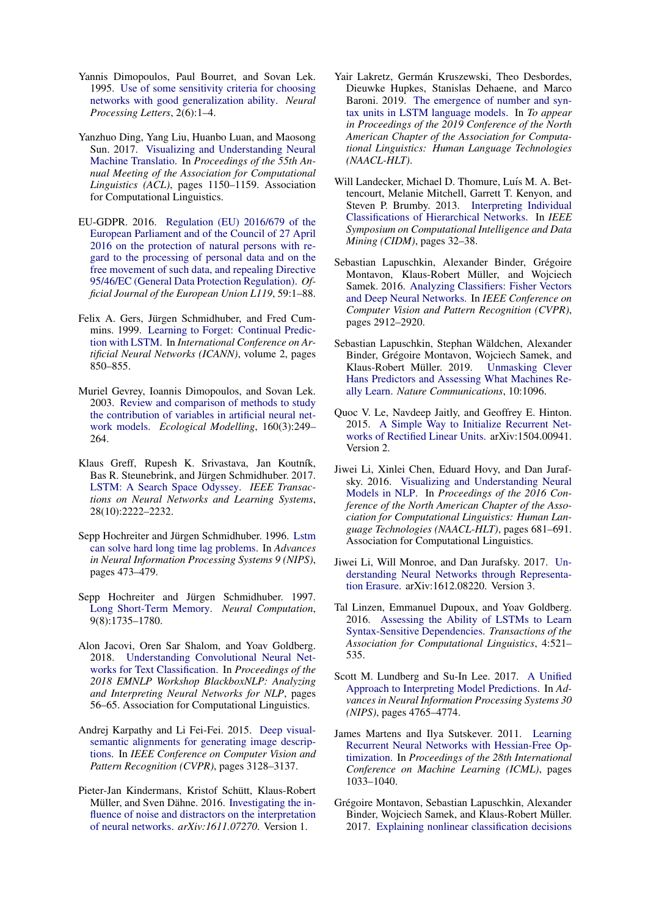Yannis Dimopoulos, Paul Bourret, and Sovan Lek. 1995. Use of some sensitivity criteria for choosing networks with good generalization ability. *Neural Processing Letters*, 2(6):1–4.

Yanzhuo Ding, Yang Liu, Huanbo Luan, and Maosong Sun. 2017. Visualizing and Understanding Neural Machine Translatio. In *Proceedings of the 55th Annual Meeting of the Association for Computational Linguistics (ACL)*, pages 1150–1159. Association for Computational Linguistics.

EU-GDPR. 2016. Regulation (EU) 2016/679 of the European Parliament and of the Council of 27 April 2016 on the protection of natural persons with regard to the processing of personal data and on the free movement of such data, and repealing Directive 95/46/EC (General Data Protection Regulation). *Official Journal of the European Union L119*, 59:1–88.

Felix A. Gers, Jürgen Schmidhuber, and Fred Cummins. 1999. Learning to Forget: Continual Prediction with LSTM. In *International Conference on Artificial Neural Networks (ICANN)*, volume 2, pages 850–855.

Muriel Gevrey, Ioannis Dimopoulos, and Sovan Lek. 2003. Review and comparison of methods to study the contribution of variables in artificial neural network models. *Ecological Modelling*, 160(3):249–264.

Klaus Greff, Rupesh K. Srivastava, Jan Koutník, Bas R. Steunebrink, and Jürgen Schmidhuber. 2017. LSTM: A Search Space Odyssey. *IEEE Transactions on Neural Networks and Learning Systems*, 28(10):2222–2232.

Sepp Hochreiter and Jürgen Schmidhuber. 1996. Lstm can solve hard long time lag problems. In *Advances in Neural Information Processing Systems 9 (NIPS)*, pages 473–479.

Sepp Hochreiter and Jürgen Schmidhuber. 1997. Long Short-Term Memory. *Neural Computation*, 9(8):1735–1780.

Alon Jacovi, Oren Sar Shalom, and Yoav Goldberg. 2018. Understanding Convolutional Neural Networks for Text Classification. In *Proceedings of the 2018 EMNLP Workshop BlackboxNLP: Analyzing and Interpreting Neural Networks for NLP*, pages 56–65. Association for Computational Linguistics.

Andrej Karpathy and Li Fei-Fei. 2015. Deep visual-semantic alignments for generating image descriptions. In *IEEE Conference on Computer Vision and Pattern Recognition (CVPR)*, pages 3128–3137.

Pieter-Jan Kindermans, Kristof Schütt, Klaus-Robert Müller, and Sven Dähne. 2016. Investigating the influence of noise and distractors on the interpretation of neural networks. *arXiv:1611.07270*. Version 1.

Yair Lakretz, Germán Kruszewski, Theo Desbordes, Dieuwke Hupkes, Stanislas Dehaene, and Marco Baroni. 2019. The emergence of number and syntax units in LSTM language models. In *To appear in Proceedings of the 2019 Conference of the North American Chapter of the Association for Computational Linguistics: Human Language Technologies (NAACL-HLT)*.

Will Landecker, Michael D. Thomure, Luís M. A. Bettencourt, Melanie Mitchell, Garrett T. Kenyon, and Steven P. Brumby. 2013. Interpreting Individual Classifications of Hierarchical Networks. In *IEEE Symposium on Computational Intelligence and Data Mining (CIDM)*, pages 32–38.

Sebastian Lapuschkin, Alexander Binder, Grégoire Montavon, Klaus-Robert Müller, and Wojciech Samek. 2016. Analyzing Classifiers: Fisher Vectors and Deep Neural Networks. In *IEEE Conference on Computer Vision and Pattern Recognition (CVPR)*, pages 2912–2920.

Sebastian Lapuschkin, Stephan Wäldchen, Alexander Binder, Grégoire Montavon, Wojciech Samek, and Klaus-Robert Müller. 2019. Unmasking Clever Hans Predictors and Assessing What Machines Really Learn. *Nature Communications*, 10:1096.

Quoc V. Le, Navdeep Jaitly, and Geoffrey E. Hinton. 2015. A Simple Way to Initialize Recurrent Networks of Rectified Linear Units. arXiv:1504.00941. Version 2.

Jiwei Li, Xinlei Chen, Eduard Hovy, and Dan Jurafsky. 2016. Visualizing and Understanding Neural Models in NLP. In *Proceedings of the 2016 Conference of the North American Chapter of the Association for Computational Linguistics: Human Language Technologies (NAACL-HLT)*, pages 681–691. Association for Computational Linguistics.

Jiwei Li, Will Monroe, and Dan Jurafsky. 2017. Understanding Neural Networks through Representation Erasure. arXiv:1612.08220. Version 3.

Tal Linzen, Emmanuel Dupoux, and Yoav Goldberg. 2016. Assessing the Ability of LSTMs to Learn Syntax-Sensitive Dependencies. *Transactions of the Association for Computational Linguistics*, 4:521–535.

Scott M. Lundberg and Su-In Lee. 2017. A Unified Approach to Interpreting Model Predictions. In *Advances in Neural Information Processing Systems 30 (NIPS)*, pages 4765–4774.

James Martens and Ilya Sutskever. 2011. Learning Recurrent Neural Networks with Hessian-Free Optimization. In *Proceedings of the 28th International Conference on Machine Learning (ICML)*, pages 1033–1040.

Grégoire Montavon, Sebastian Lapuschkin, Alexander Binder, Wojciech Samek, and Klaus-Robert Müller. 2017. Explaining nonlinear classification decisions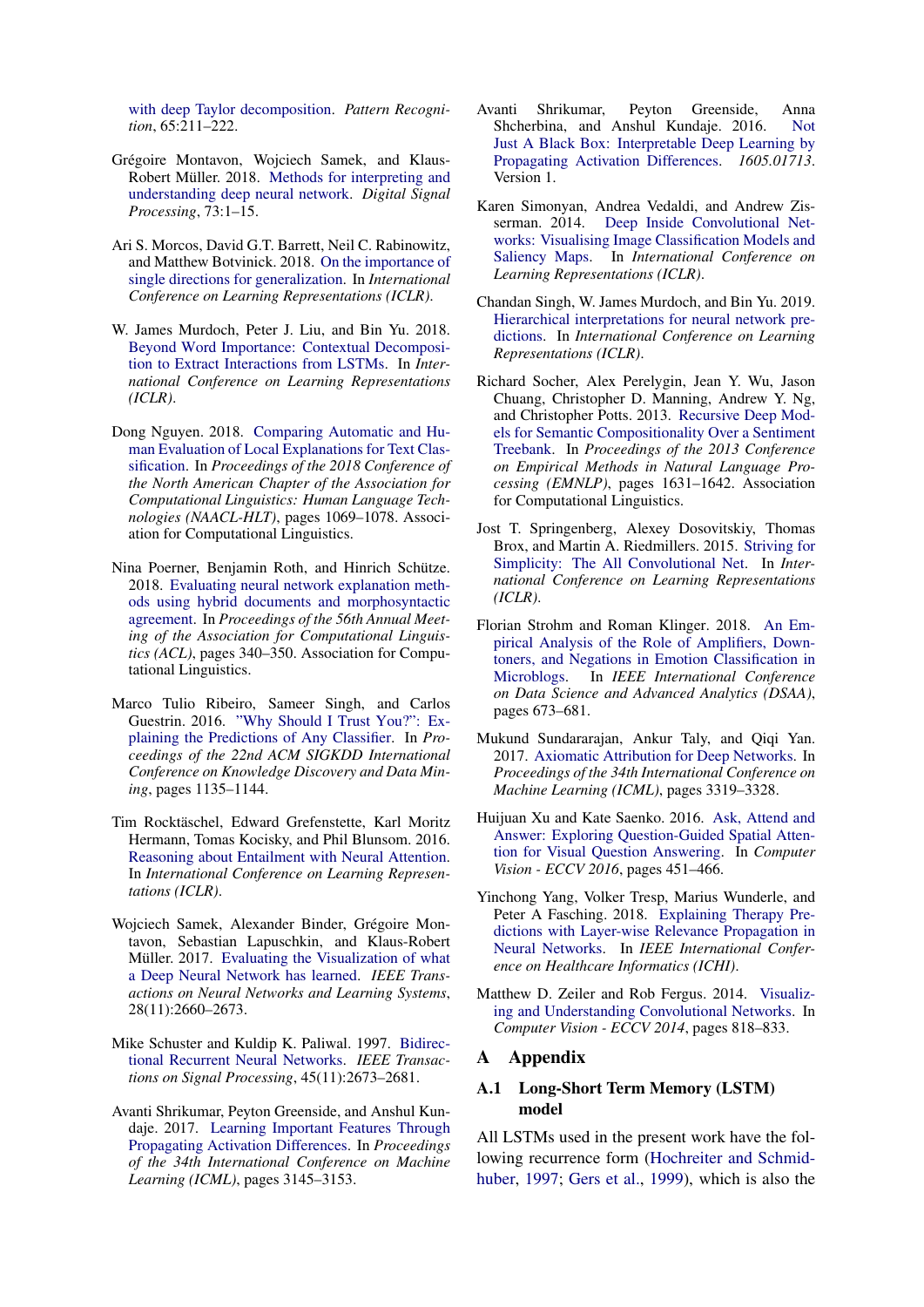with deep Taylor decomposition. *Pattern Recognition*, 65:211–222.

Grégoire Montavon, Wojciech Samek, and Klaus-Robert Müller. 2018. Methods for interpreting and understanding deep neural network. *Digital Signal Processing*, 73:1–15.

Ari S. Morcos, David G.T. Barrett, Neil C. Rabinowitz, and Matthew Botvinick. 2018. On the importance of single directions for generalization. In *International Conference on Learning Representations (ICLR)*.

W. James Murdoch, Peter J. Liu, and Bin Yu. 2018. Beyond Word Importance: Contextual Decomposition to Extract Interactions from LSTMs. In *International Conference on Learning Representations (ICLR)*.

Dong Nguyen. 2018. Comparing Automatic and Human Evaluation of Local Explanations for Text Classification. In *Proceedings of the 2018 Conference of the North American Chapter of the Association for Computational Linguistics: Human Language Technologies (NAACL-HLT)*, pages 1069–1078. Association for Computational Linguistics.

Nina Poerner, Benjamin Roth, and Hinrich Schütze. 2018. Evaluating neural network explanation methods using hybrid documents and morphosyntactic agreement. In *Proceedings of the 56th Annual Meeting of the Association for Computational Linguistics (ACL)*, pages 340–350. Association for Computational Linguistics.

Marco Tulio Ribeiro, Sameer Singh, and Carlos Guestrin. 2016. "Why Should I Trust You?": Explaining the Predictions of Any Classifier. In *Proceedings of the 22nd ACM SIGKDD International Conference on Knowledge Discovery and Data Mining*, pages 1135–1144.

Tim Rocktäschel, Edward Grefenstette, Karl Moritz Hermann, Tomas Kocisky, and Phil Blunsom. 2016. Reasoning about Entailment with Neural Attention. In *International Conference on Learning Representations (ICLR)*.

Wojciech Samek, Alexander Binder, Grégoire Montavon, Sebastian Lapuschkin, and Klaus-Robert Müller. 2017. Evaluating the Visualization of what a Deep Neural Network has learned. *IEEE Transactions on Neural Networks and Learning Systems*, 28(11):2660–2673.

Mike Schuster and Kuldip K. Paliwal. 1997. Bidirectional Recurrent Neural Networks. *IEEE Transactions on Signal Processing*, 45(11):2673–2681.

Avanti Shrikumar, Peyton Greenside, and Anshul Kundaje. 2017. Learning Important Features Through Propagating Activation Differences. In *Proceedings of the 34th International Conference on Machine Learning (ICML)*, pages 3145–3153.

Avanti Shrikumar, Peyton Greenside, Anna Shcherbina, and Anshul Kundaje. 2016. Not Just A Black Box: Interpretable Deep Learning by Propagating Activation Differences. *1605.01713*. Version 1.

Karen Simonyan, Andrea Vedaldi, and Andrew Zisserman. 2014. Deep Inside Convolutional Networks: Visualising Image Classification Models and Saliency Maps. In *International Conference on Learning Representations (ICLR)*.

Chandan Singh, W. James Murdoch, and Bin Yu. 2019. Hierarchical interpretations for neural network predictions. In *International Conference on Learning Representations (ICLR)*.

Richard Socher, Alex Perelygin, Jean Y. Wu, Jason Chuang, Christopher D. Manning, Andrew Y. Ng, and Christopher Potts. 2013. Recursive Deep Models for Semantic Compositionality Over a Sentiment Treebank. In *Proceedings of the 2013 Conference on Empirical Methods in Natural Language Processing (EMNLP)*, pages 1631–1642. Association for Computational Linguistics.

Jost T. Springenberg, Alexey Dosovitskiy, Thomas Brox, and Martin A. Riedmillers. 2015. Striving for Simplicity: The All Convolutional Net. In *International Conference on Learning Representations (ICLR)*.

Florian Strohm and Roman Klinger. 2018. An Empirical Analysis of the Role of Amplifiers, Downtoners, and Negations in Emotion Classification in Microblogs. In *IEEE International Conference on Data Science and Advanced Analytics (DSAA)*, pages 673–681.

Mukund Sundararajan, Ankur Taly, and Qiqi Yan. 2017. Axiomatic Attribution for Deep Networks. In *Proceedings of the 34th International Conference on Machine Learning (ICML)*, pages 3319–3328.

Huijuan Xu and Kate Saenko. 2016. Ask, Attend and Answer: Exploring Question-Guided Spatial Attention for Visual Question Answering. In *Computer Vision - ECCV 2016*, pages 451–466.

Yinchong Yang, Volker Tresp, Marius Wunderle, and Peter A Fasching. 2018. Explaining Therapy Predictions with Layer-wise Relevance Propagation in Neural Networks. In *IEEE International Conference on Healthcare Informatics (ICHI)*.

Matthew D. Zeiler and Rob Fergus. 2014. Visualizing and Understanding Convolutional Networks. In *Computer Vision - ECCV 2014*, pages 818–833.

# A Appendix

## A.1 Long-Short Term Memory (LSTM) model

All LSTMs used in the present work have the following recurrence form (Hochreiter and Schmidhuber, 1997; Gers et al., 1999), which is also the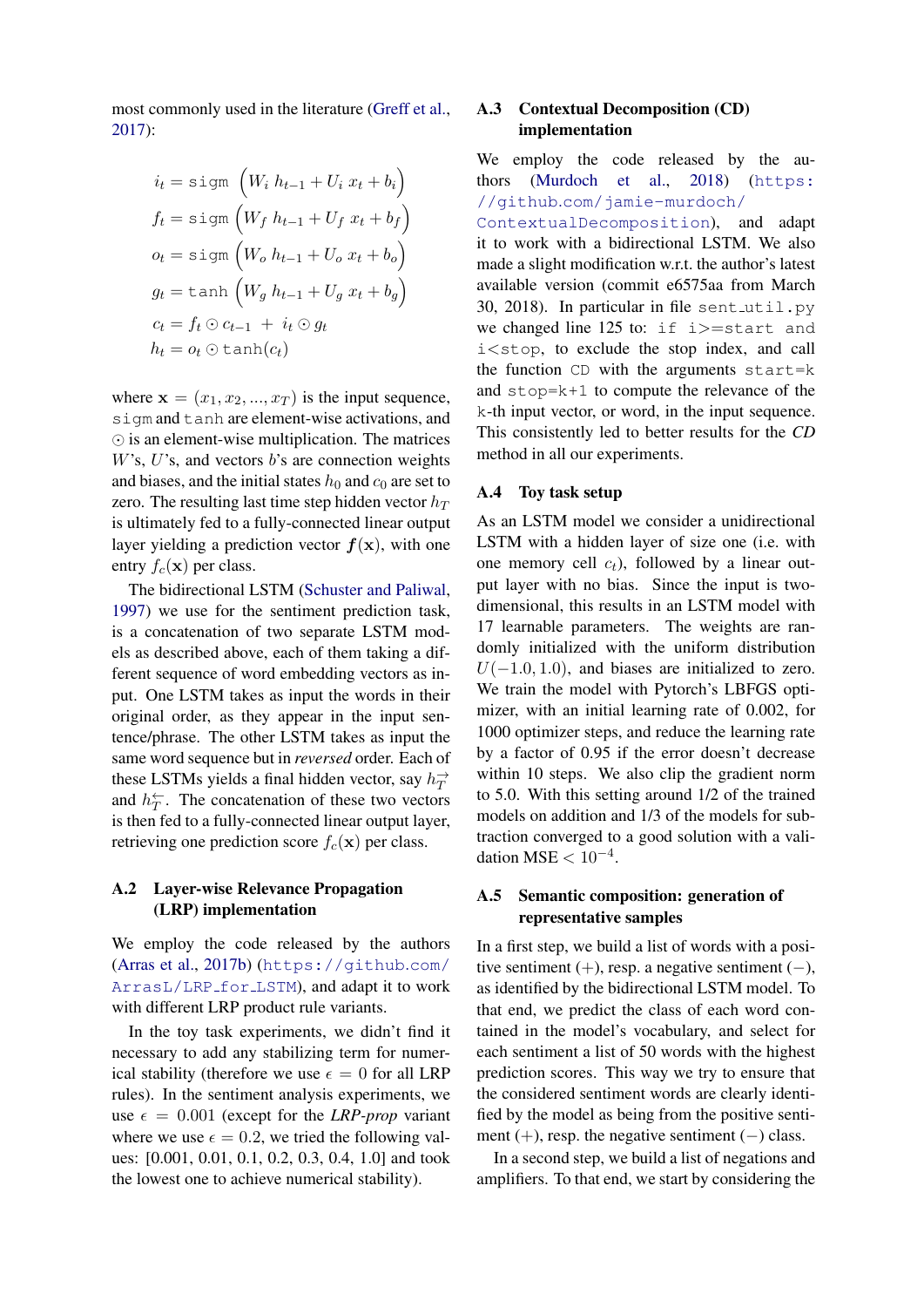most commonly used in the literature (Greff et al., 2017):

$$
\begin{aligned}
i_t &= \texttt{sigm}\left(W_i\, h_{t-1} + U_i\, x_t + b_i\right) \\
f_t &= \texttt{sigm}\left(W_f\, h_{t-1} + U_f\, x_t + b_f\right) \\
o_t &= \texttt{sigm}\left(W_o\, h_{t-1} + U_o\, x_t + b_o\right) \\
g_t &= \texttt{tanh}\left(W_g\, h_{t-1} + U_g\, x_t + b_g\right) \\
c_t &= f_t \odot c_{t-1} \;+\; i_t \odot g_t \\
h_t &= o_t \odot \texttt{tanh}(c_t)
\end{aligned}
$$

where $\mathbf{x} = (x_1, x_2, ..., x_T)$ is the input sequence, sigm and tanh are element-wise activations, and $\odot$ is an element-wise multiplication. The matrices $W$'s, $U$'s, and vectors $b$'s are connection weights and biases, and the initial states $h_0$ and $c_0$ are set to zero. The resulting last time step hidden vector $h_T$ is ultimately fed to a fully-connected linear output layer yielding a prediction vector $\boldsymbol{f}(\mathbf{x})$, with one entry $f_c(\mathbf{x})$ per class.

The bidirectional LSTM (Schuster and Paliwal, 1997) we use for the sentiment prediction task, is a concatenation of two separate LSTM models as described above, each of them taking a different sequence of word embedding vectors as input. One LSTM takes as input the words in their original order, as they appear in the input sentence/phrase. The other LSTM takes as input the same word sequence but in *reversed* order. Each of these LSTMs yields a final hidden vector, say $h_T^{\rightarrow}$ and $h_T^{\leftarrow}$. The concatenation of these two vectors is then fed to a fully-connected linear output layer, retrieving one prediction score $f_c(\mathbf{x})$ per class.

## A.2 Layer-wise Relevance Propagation (LRP) implementation

We employ the code released by the authors (Arras et al., 2017b) (https://github.com/ArrasL/LRP_for_LSTM), and adapt it to work with different LRP product rule variants.

In the toy task experiments, we didn't find it necessary to add any stabilizing term for numerical stability (therefore we use $\epsilon = 0$ for all LRP rules). In the sentiment analysis experiments, we use $\epsilon = 0.001$ (except for the *LRP-prop* variant where we use $\epsilon = 0.2$, we tried the following values: [0.001, 0.01, 0.1, 0.2, 0.3, 0.4, 1.0] and took the lowest one to achieve numerical stability).

## A.3 Contextual Decomposition (CD) implementation

We employ the code released by the authors (Murdoch et al., 2018) (https://github.com/jamie-murdoch/ContextualDecomposition), and adapt it to work with a bidirectional LSTM. We also made a slight modification w.r.t. the author's latest available version (commit e6575aa from March 30, 2018). In particular in file `sent_util.py` we changed line 125 to: `if i>=start and i<stop`, to exclude the stop index, and call the function `CD` with the arguments `start=k` and `stop=k+1` to compute the relevance of the k-th input vector, or word, in the input sequence. This consistently led to better results for the *CD* method in all our experiments.

## A.4 Toy task setup

As an LSTM model we consider a unidirectional LSTM with a hidden layer of size one (i.e. with one memory cell $c_t$), followed by a linear output layer with no bias. Since the input is two-dimensional, this results in an LSTM model with 17 learnable parameters. The weights are randomly initialized with the uniform distribution $U(-1.0, 1.0)$, and biases are initialized to zero. We train the model with Pytorch's LBFGS optimizer, with an initial learning rate of 0.002, for 1000 optimizer steps, and reduce the learning rate by a factor of 0.95 if the error doesn't decrease within 10 steps. We also clip the gradient norm to 5.0. With this setting around 1/2 of the trained models on addition and 1/3 of the models for subtraction converged to a good solution with a validation MSE $< 10^{-4}$.

## A.5 Semantic composition: generation of representative samples

In a first step, we build a list of words with a positive sentiment (+), resp. a negative sentiment (−), as identified by the bidirectional LSTM model. To that end, we predict the class of each word contained in the model's vocabulary, and select for each sentiment a list of 50 words with the highest prediction scores. This way we try to ensure that the considered sentiment words are clearly identified by the model as being from the positive sentiment (+), resp. the negative sentiment (−) class.

In a second step, we build a list of negations and amplifiers. To that end, we start by considering the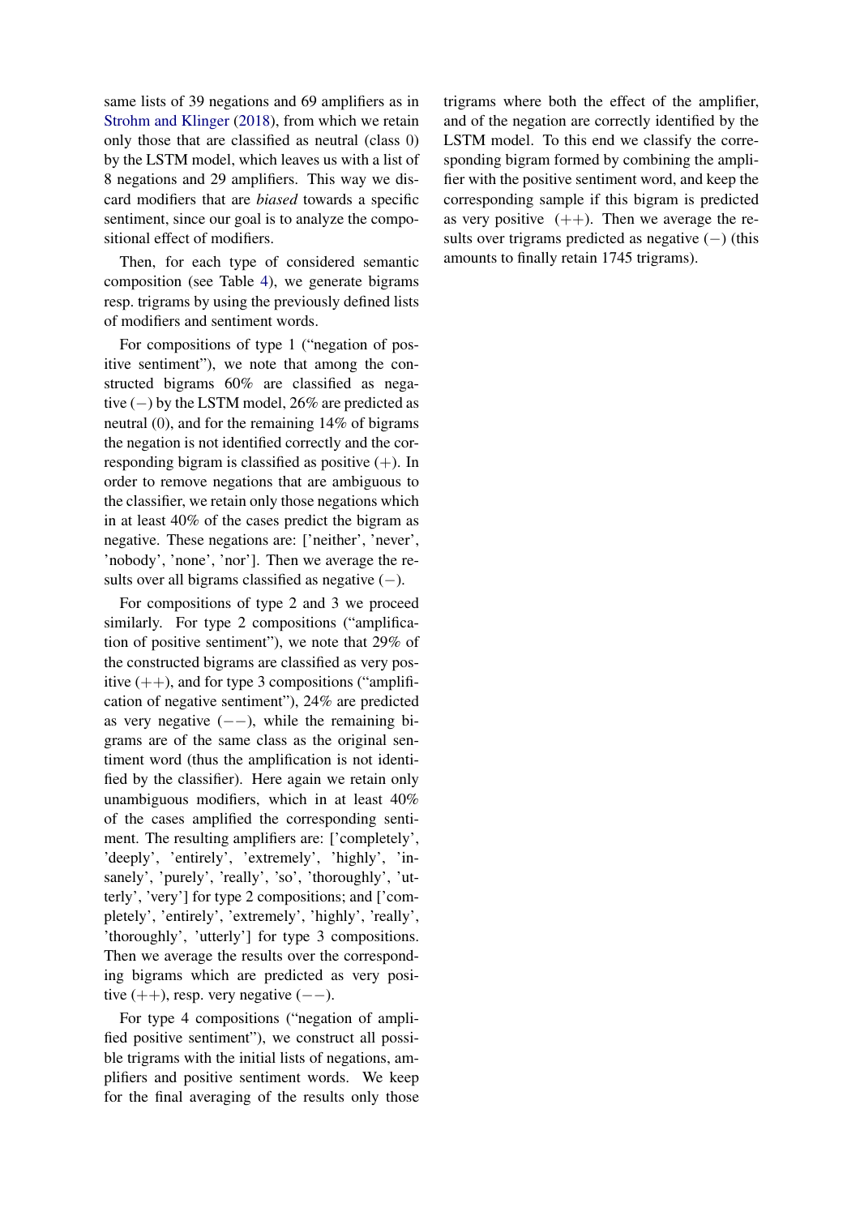same lists of 39 negations and 69 amplifiers as in Strohm and Klinger (2018), from which we retain only those that are classified as neutral (class 0) by the LSTM model, which leaves us with a list of 8 negations and 29 amplifiers. This way we discard modifiers that are *biased* towards a specific sentiment, since our goal is to analyze the compositional effect of modifiers.

Then, for each type of considered semantic composition (see Table 4), we generate bigrams resp. trigrams by using the previously defined lists of modifiers and sentiment words.

For compositions of type 1 ("negation of positive sentiment"), we note that among the constructed bigrams 60% are classified as negative ($-$) by the LSTM model, 26% are predicted as neutral (0), and for the remaining 14% of bigrams the negation is not identified correctly and the corresponding bigram is classified as positive ($+$). In order to remove negations that are ambiguous to the classifier, we retain only those negations which in at least 40% of the cases predict the bigram as negative. These negations are: ['neither', 'never', 'nobody', 'none', 'nor']. Then we average the results over all bigrams classified as negative ($-$).

For compositions of type 2 and 3 we proceed similarly. For type 2 compositions ("amplification of positive sentiment"), we note that 29% of the constructed bigrams are classified as very positive ($++$), and for type 3 compositions ("amplification of negative sentiment"), 24% are predicted as very negative ($--$), while the remaining bigrams are of the same class as the original sentiment word (thus the amplification is not identified by the classifier). Here again we retain only unambiguous modifiers, which in at least 40% of the cases amplified the corresponding sentiment. The resulting amplifiers are: ['completely', 'deeply', 'entirely', 'extremely', 'highly', 'insanely', 'purely', 'really', 'so', 'thoroughly', 'utterly', 'very'] for type 2 compositions; and ['completely', 'entirely', 'extremely', 'highly', 'really', 'thoroughly', 'utterly'] for type 3 compositions. Then we average the results over the corresponding bigrams which are predicted as very positive ($++$), resp. very negative ($--$).

For type 4 compositions ("negation of amplified positive sentiment"), we construct all possible trigrams with the initial lists of negations, amplifiers and positive sentiment words. We keep for the final averaging of the results only those trigrams where both the effect of the amplifier, and of the negation are correctly identified by the LSTM model. To this end we classify the corresponding bigram formed by combining the amplifier with the positive sentiment word, and keep the corresponding sample if this bigram is predicted as very positive ($++$). Then we average the results over trigrams predicted as negative ($-$) (this amounts to finally retain 1745 trigrams).